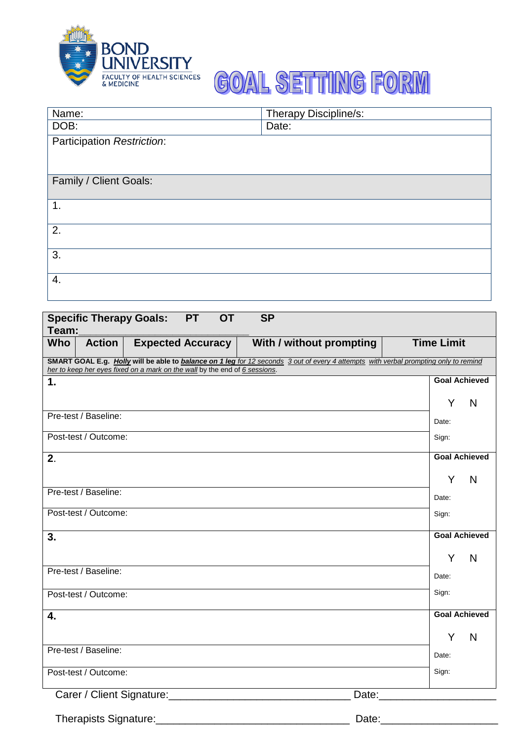BOND UNIVERSITY
FACULTY OF HEALTH SCIENCES & MEDICINE

# GOAL SETTING FORM

| Name: | Therapy Discipline/s: |
|---|---|
| DOB: | Date: |
| Participation *Restriction*: | |
| Family / Client Goals: | |
| 1. | |
| 2. | |
| 3. | |
| 4. | |

**Specific Therapy Goals: PT OT SP**
**Team:**______________________________

| Who | Action | Expected Accuracy | With / without prompting | Time Limit |
|---|---|---|---|---|

**SMART GOAL E.g.** ***Holly*** **will be able to** ***balance on 1 leg*** *for 12 seconds* *3 out of every 4 attempts* *with verbal prompting only to remind her to keep her eyes fixed on a mark on the wall* by the end of *6 sessions*.

| | |
|---|---|
| **1.** | **Goal Achieved** Y N |
| Pre-test / Baseline: | Date: |
| Post-test / Outcome: | Sign: |
| **2.** | **Goal Achieved** Y N |
| Pre-test / Baseline: | Date: |
| Post-test / Outcome: | Sign: |
| **3.** | **Goal Achieved** Y N |
| Pre-test / Baseline: | Date: |
| Post-test / Outcome: | Sign: |
| **4.** | **Goal Achieved** Y N |
| Pre-test / Baseline: | Date: |
| Post-test / Outcome: | Sign: |

Carer / Client Signature:_______________________________ Date:____________________

Therapists Signature:_________________________________ Date:____________________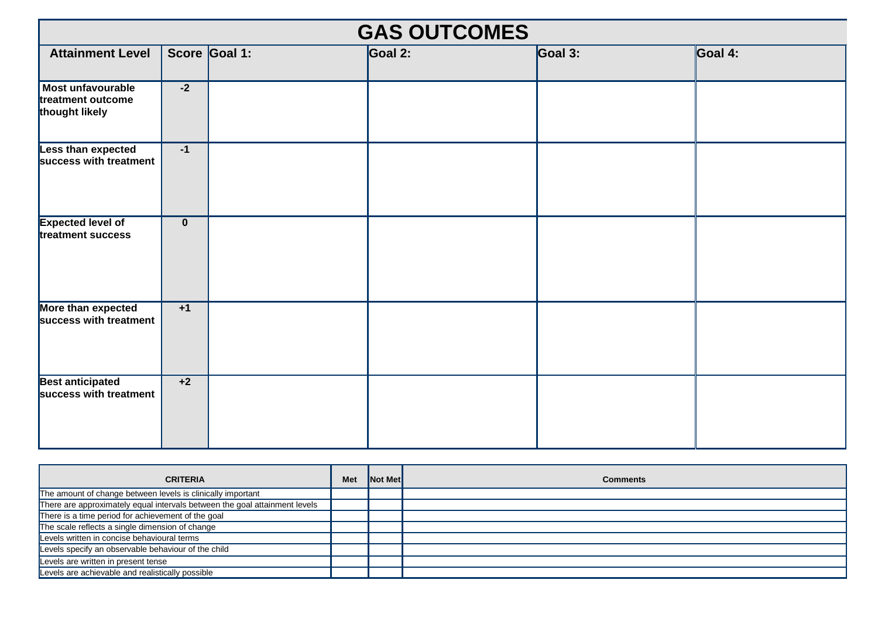# GAS OUTCOMES

| Attainment Level | Score | Goal 1: | Goal 2: | Goal 3: | Goal 4: |
|---|---|---|---|---|---|
| **Most unfavourable treatment outcome thought likely** | **-2** | | | | |
| **Less than expected success with treatment** | **-1** | | | | |
| **Expected level of treatment success** | **0** | | | | |
| **More than expected success with treatment** | **+1** | | | | |
| **Best anticipated success with treatment** | **+2** | | | | |

| CRITERIA | Met | Not Met | Comments |
|---|---|---|---|
| The amount of change between levels is clinically important | | | |
| There are approximately equal intervals between the goal attainment levels | | | |
| There is a time period for achievement of the goal | | | |
| The scale reflects a single dimension of change | | | |
| Levels written in concise behavioural terms | | | |
| Levels specify an observable behaviour of the child | | | |
| Levels are written in present tense | | | |
| Levels are achievable and realistically possible | | | |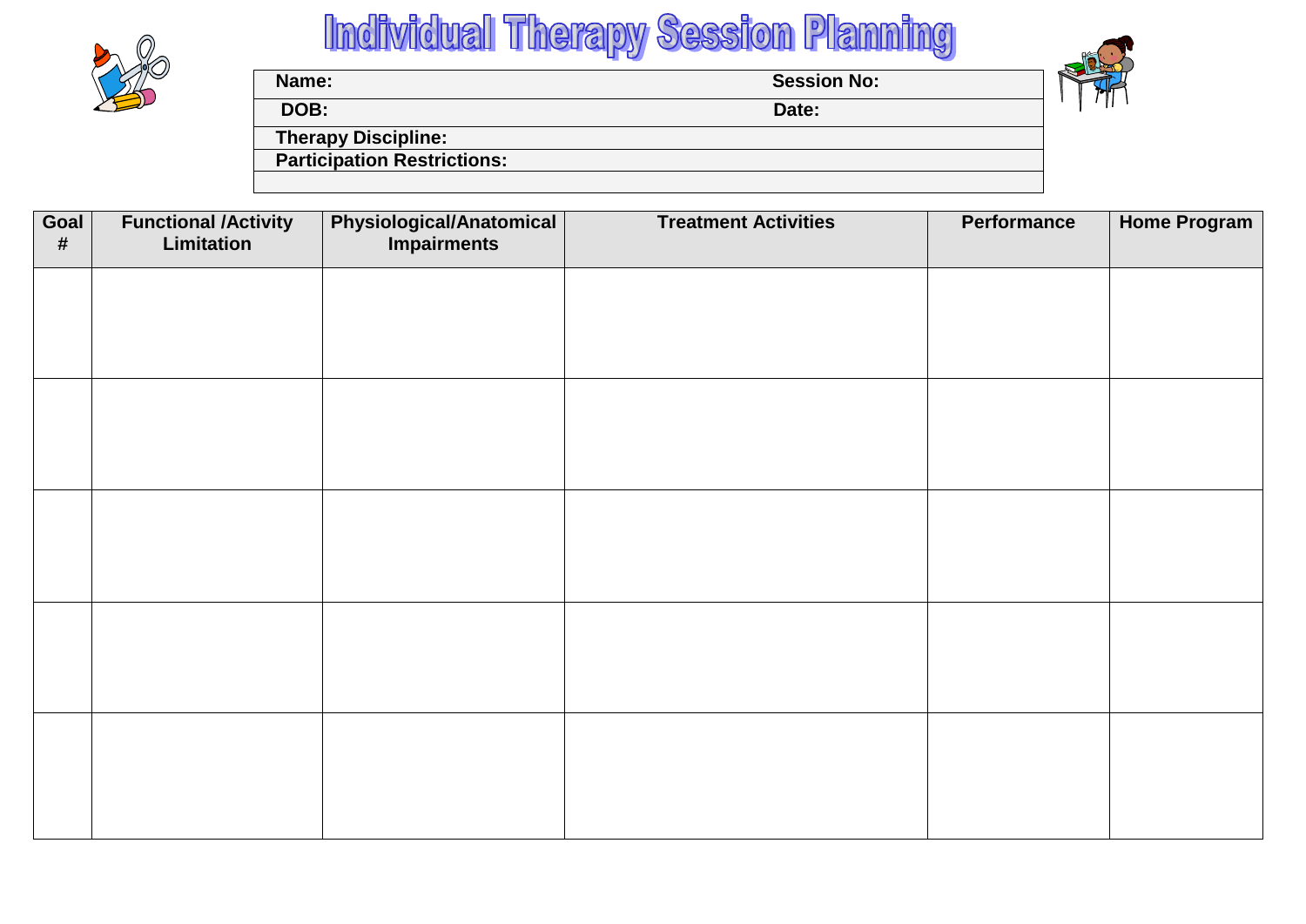# Individual Therapy Session Planning

| | |
|---|---|
| **Name:** | **Session No:** |
| **DOB:** | **Date:** |
| **Therapy Discipline:** | |
| **Participation Restrictions:** | |
| | |

| Goal # | Functional /Activity Limitation | Physiological/Anatomical Impairments | Treatment Activities | Performance | Home Program |
|---|---|---|---|---|---|
| | | | | | |
| | | | | | |
| | | | | | |
| | | | | | |
| | | | | | |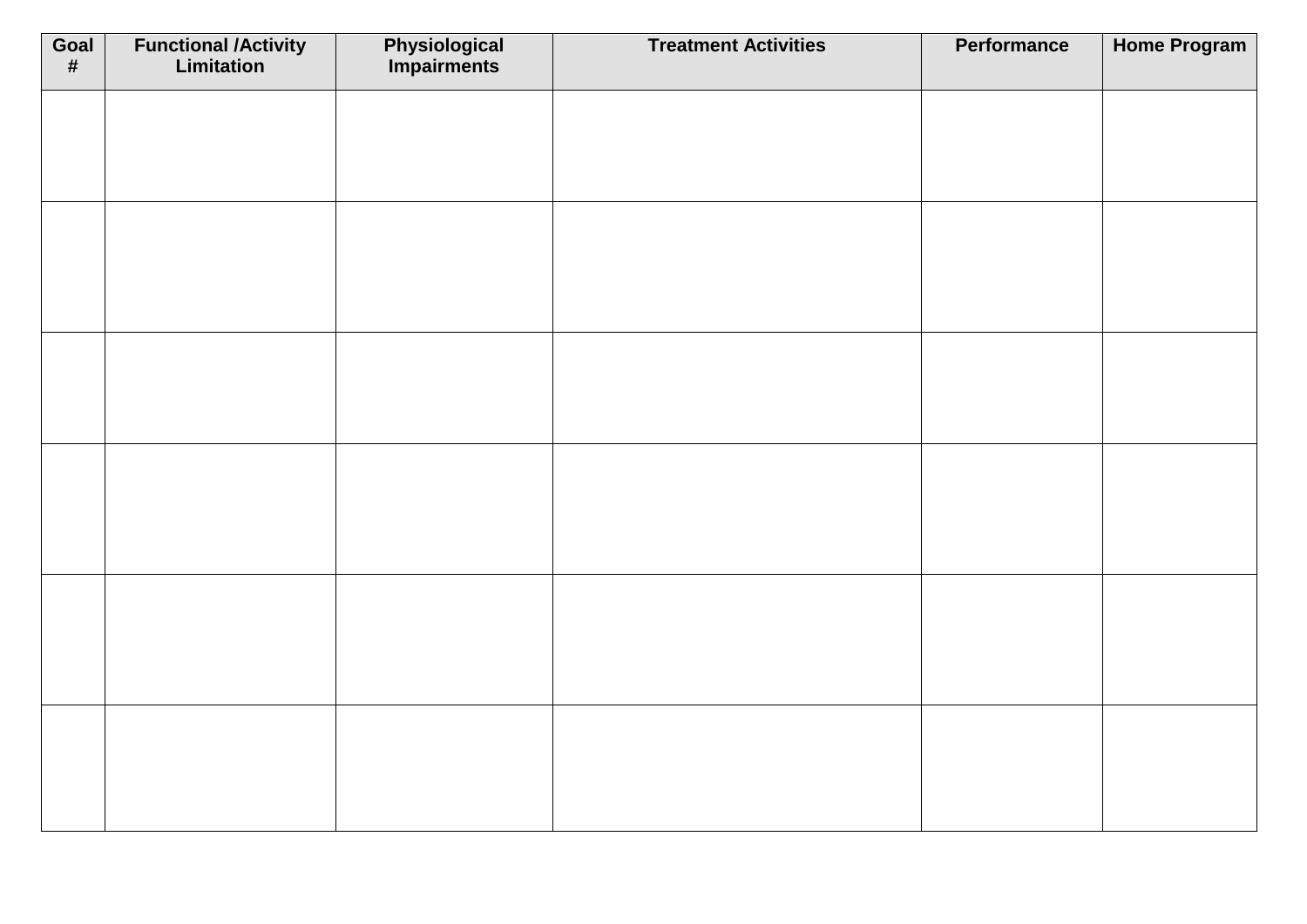| Goal # | Functional /Activity Limitation | Physiological Impairments | Treatment Activities | Performance | Home Program |
|---|---|---|---|---|---|
| | | | | | |
| | | | | | |
| | | | | | |
| | | | | | |
| | | | | | |
| | | | | | |